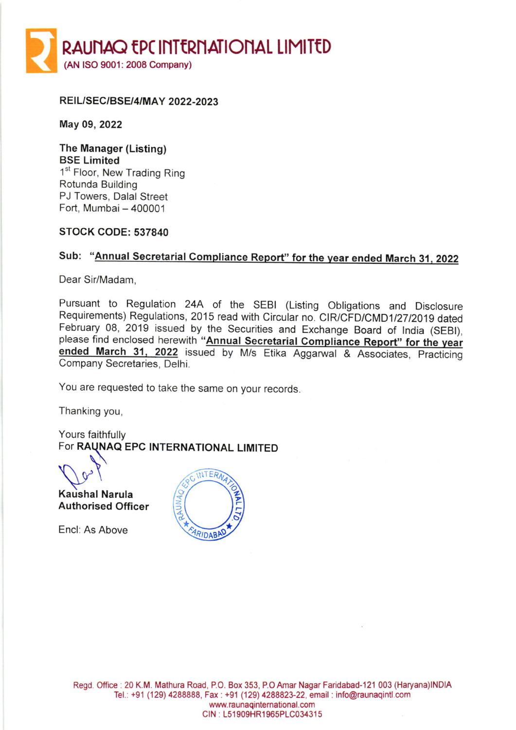# RAUNAQ EPC INTERNATIONAL LIMITED

(AN ISO 9001: 2008 Company)

**REIL/SEC/BSE/4/MAY 2022-2023**

**May 09, 2022**

**The Manager (Listing)**
**BSE Limited**
1st Floor, New Trading Ring
Rotunda Building
PJ Towers, Dalal Street
Fort, Mumbai – 400001

**STOCK CODE: 537840**

**Sub: "Annual Secretarial Compliance Report" for the year ended March 31, 2022**

Dear Sir/Madam,

Pursuant to Regulation 24A of the SEBI (Listing Obligations and Disclosure Requirements) Regulations, 2015 read with Circular no. CIR/CFD/CMD1/27/2019 dated February 08, 2019 issued by the Securities and Exchange Board of India (SEBI), please find enclosed herewith **"Annual Secretarial Compliance Report" for the year ended March 31, 2022** issued by M/s Etika Aggarwal & Associates, Practicing Company Secretaries, Delhi.

You are requested to take the same on your records.

Thanking you,

Yours faithfully
For **RAUNAQ EPC INTERNATIONAL LIMITED**

**Kaushal Narula**
**Authorised Officer**

Encl: As Above

Regd. Office : 20 K.M. Mathura Road, P.O. Box 353, P.O Amar Nagar Faridabad-121 003 (Haryana)INDIA
Tel.: +91 (129) 4288888, Fax : +91 (129) 4288823-22, email : info@raunaqintl.com
www.raunaqinternational.com
CIN : L51909HR1965PLC034315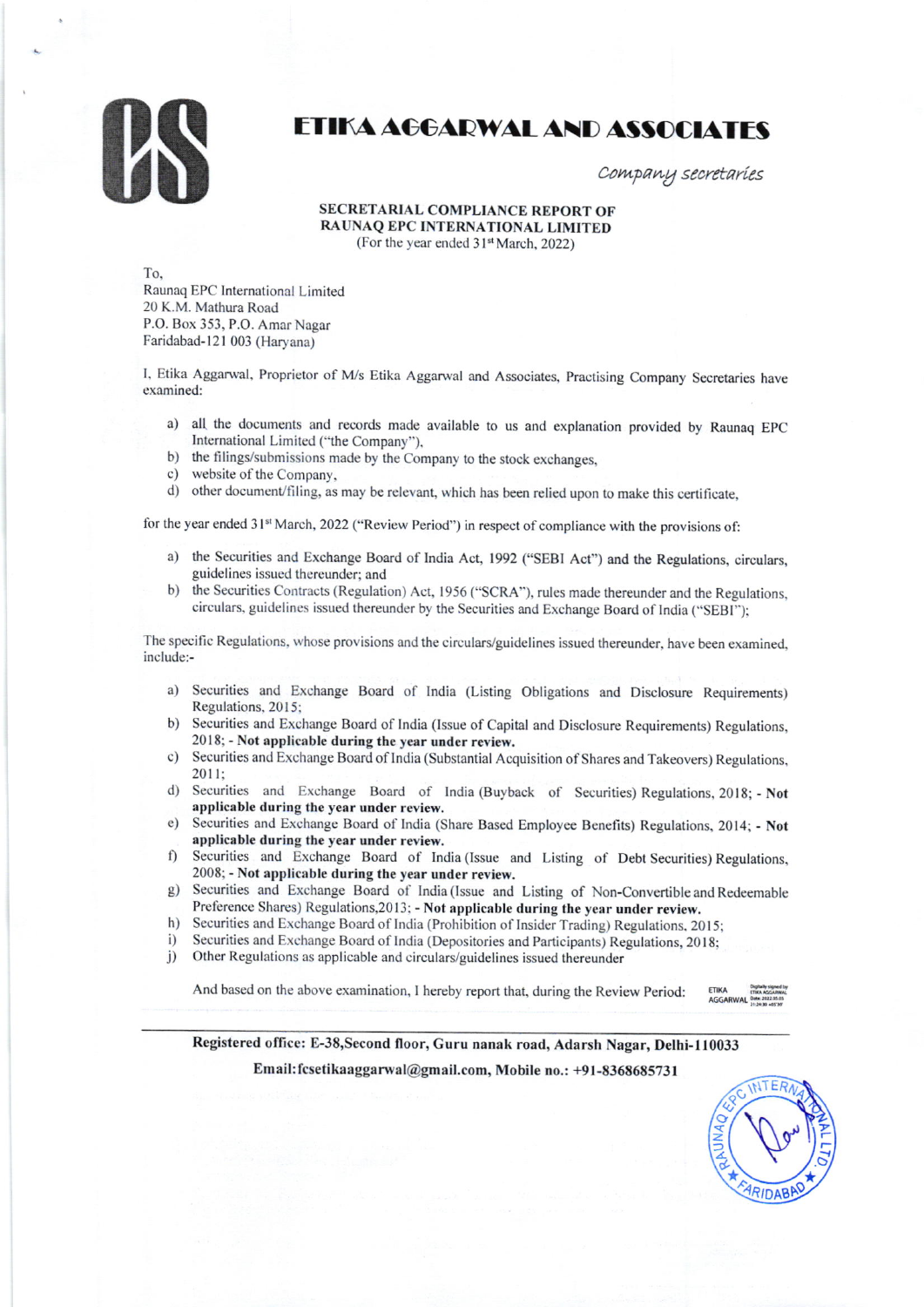# ETIKA AGGARWAL AND ASSOCIATES

*Company secretaries*

**SECRETARIAL COMPLIANCE REPORT OF RAUNAQ EPC INTERNATIONAL LIMITED**
(For the year ended 31st March, 2022)

To,
Raunaq EPC International Limited
20 K.M. Mathura Road
P.O. Box 353, P.O. Amar Nagar
Faridabad-121 003 (Haryana)

I, Etika Aggarwal, Proprietor of M/s Etika Aggarwal and Associates, Practising Company Secretaries have examined:

a) all the documents and records made available to us and explanation provided by Raunaq EPC International Limited ("the Company"),
b) the filings/submissions made by the Company to the stock exchanges,
c) website of the Company,
d) other document/filing, as may be relevant, which has been relied upon to make this certificate,

for the year ended 31st March, 2022 ("Review Period") in respect of compliance with the provisions of:

a) the Securities and Exchange Board of India Act, 1992 ("SEBI Act") and the Regulations, circulars, guidelines issued thereunder; and
b) the Securities Contracts (Regulation) Act, 1956 ("SCRA"), rules made thereunder and the Regulations, circulars, guidelines issued thereunder by the Securities and Exchange Board of India ("SEBI");

The specific Regulations, whose provisions and the circulars/guidelines issued thereunder, have been examined, include:-

a) Securities and Exchange Board of India (Listing Obligations and Disclosure Requirements) Regulations, 2015;
b) Securities and Exchange Board of India (Issue of Capital and Disclosure Requirements) Regulations, 2018; **- Not applicable during the year under review.**
c) Securities and Exchange Board of India (Substantial Acquisition of Shares and Takeovers) Regulations, 2011;
d) Securities and Exchange Board of India (Buyback of Securities) Regulations, 2018; **- Not applicable during the year under review.**
e) Securities and Exchange Board of India (Share Based Employee Benefits) Regulations, 2014; **- Not applicable during the year under review.**
f) Securities and Exchange Board of India (Issue and Listing of Debt Securities) Regulations, 2008; **- Not applicable during the year under review.**
g) Securities and Exchange Board of India (Issue and Listing of Non-Convertible and Redeemable Preference Shares) Regulations,2013; **- Not applicable during the year under review.**
h) Securities and Exchange Board of India (Prohibition of Insider Trading) Regulations, 2015;
i) Securities and Exchange Board of India (Depositories and Participants) Regulations, 2018;
j) Other Regulations as applicable and circulars/guidelines issued thereunder

And based on the above examination, I hereby report that, during the Review Period:

ETIKA AGGARWAL

**Registered office: E-38,Second floor, Guru nanak road, Adarsh Nagar, Delhi-110033**
**Email:fcsetikaaggarwal@gmail.com, Mobile no.: +91-8368685731**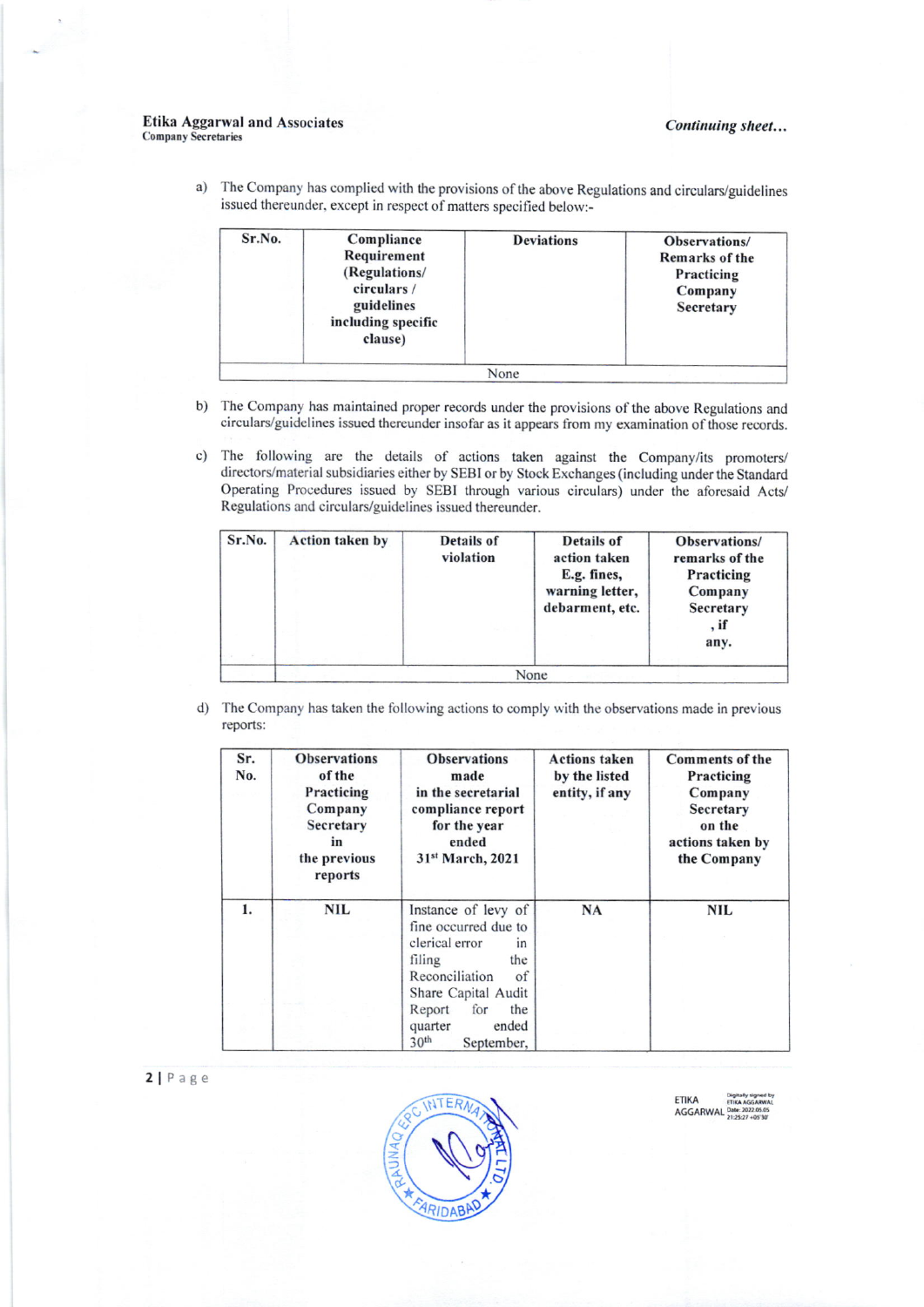a) The Company has complied with the provisions of the above Regulations and circulars/guidelines issued thereunder, except in respect of matters specified below:-

| Sr.No. | Compliance Requirement (Regulations/ circulars / guidelines including specific clause) | Deviations | Observations/ Remarks of the Practicing Company Secretary |
|---|---|---|---|
| None | | | |

b) The Company has maintained proper records under the provisions of the above Regulations and circulars/guidelines issued thereunder insofar as it appears from my examination of those records.

c) The following are the details of actions taken against the Company/its promoters/ directors/material subsidiaries either by SEBI or by Stock Exchanges (including under the Standard Operating Procedures issued by SEBI through various circulars) under the aforesaid Acts/ Regulations and circulars/guidelines issued thereunder.

| Sr.No. | Action taken by | Details of violation | Details of action taken E.g. fines, warning letter, debarment, etc. | Observations/ remarks of the Practicing Company Secretary , if any. |
|---|---|---|---|---|
| | None | | | |

d) The Company has taken the following actions to comply with the observations made in previous reports:

| Sr. No. | Observations of the Practicing Company Secretary in the previous reports | Observations made in the secretarial compliance report for the year ended 31st March, 2021 | Actions taken by the listed entity, if any | Comments of the Practicing Company Secretary on the actions taken by the Company |
|---|---|---|---|---|
| 1. | NIL | Instance of levy of fine occurred due to clerical error in filing the Reconciliation of Share Capital Audit Report for the quarter ended 30th September, | NA | NIL |